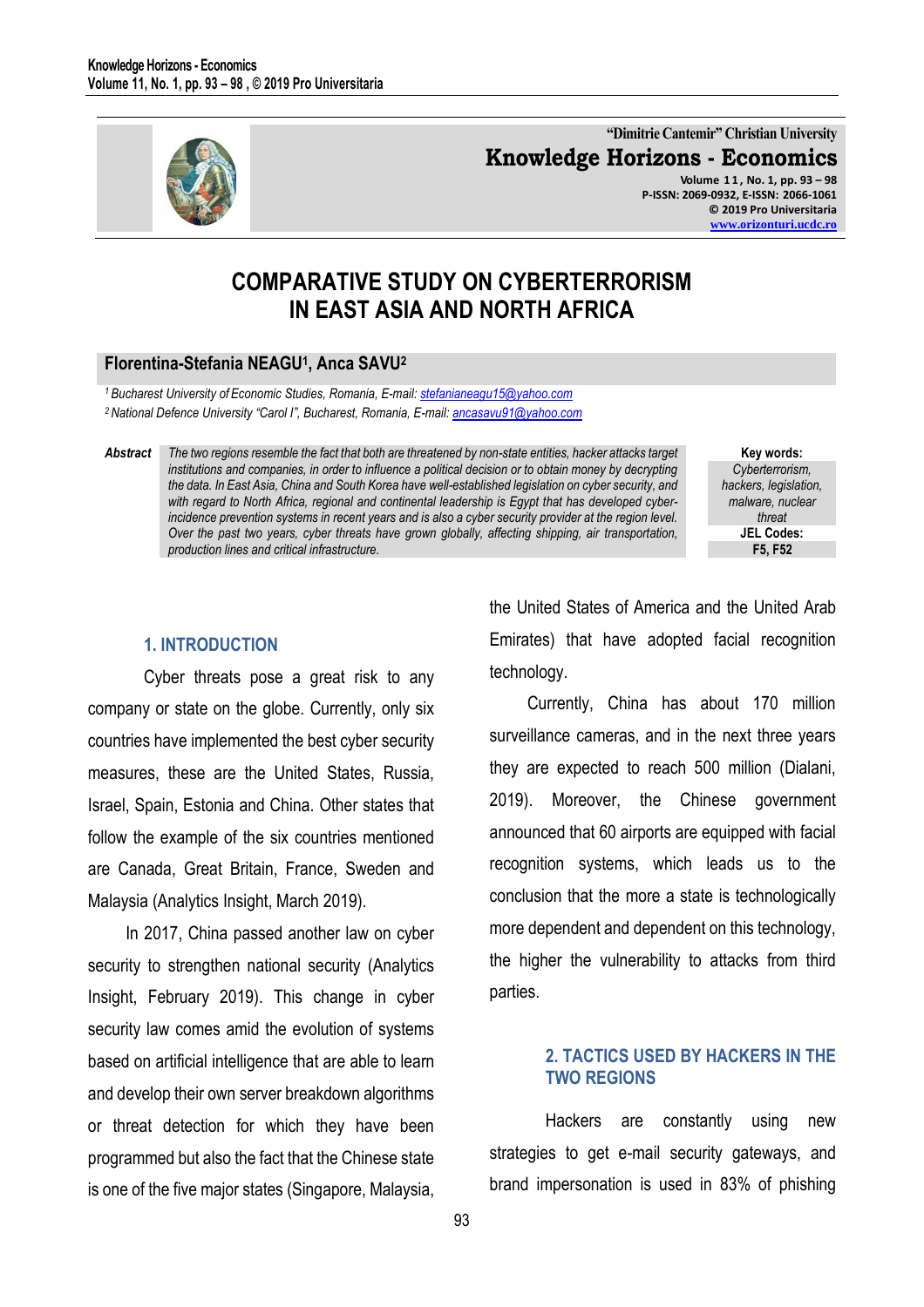# COMPARATIVE STUDY ON CYBERTERRORISM IN EAST ASIA AND NORTH AFRICA

**Florentina-Stefania NEAGU[1], Anca SAVU[2]**

[1] *Bucharest University of Economic Studies, Romania, E-mail: stefanianeagu15@yahoo.com*
[2] *National Defence University "Carol I", Bucharest, Romania, E-mail: ancasavu91@yahoo.com*

**Abstract** *The two regions resemble the fact that both are threatened by non-state entities, hacker attacks target institutions and companies, in order to influence a political decision or to obtain money by decrypting the data. In East Asia, China and South Korea have well-established legislation on cyber security, and with regard to North Africa, regional and continental leadership is Egypt that has developed cyber-incidence prevention systems in recent years and is also a cyber security provider at the region level. Over the past two years, cyber threats have grown globally, affecting shipping, air transportation, production lines and critical infrastructure.*

**Key words:** *Cyberterrorism, hackers, legislation, malware, nuclear threat*

**JEL Codes:** F5, F52

## 1. INTRODUCTION

Cyber threats pose a great risk to any company or state on the globe. Currently, only six countries have implemented the best cyber security measures, these are the United States, Russia, Israel, Spain, Estonia and China. Other states that follow the example of the six countries mentioned are Canada, Great Britain, France, Sweden and Malaysia (Analytics Insight, March 2019).

In 2017, China passed another law on cyber security to strengthen national security (Analytics Insight, February 2019). This change in cyber security law comes amid the evolution of systems based on artificial intelligence that are able to learn and develop their own server breakdown algorithms or threat detection for which they have been programmed but also the fact that the Chinese state is one of the five major states (Singapore, Malaysia, the United States of America and the United Arab Emirates) that have adopted facial recognition technology.

Currently, China has about 170 million surveillance cameras, and in the next three years they are expected to reach 500 million (Dialani, 2019). Moreover, the Chinese government announced that 60 airports are equipped with facial recognition systems, which leads us to the conclusion that the more a state is technologically more dependent and dependent on this technology, the higher the vulnerability to attacks from third parties.

## 2. TACTICS USED BY HACKERS IN THE TWO REGIONS

Hackers are constantly using new strategies to get e-mail security gateways, and brand impersonation is used in 83% of phishing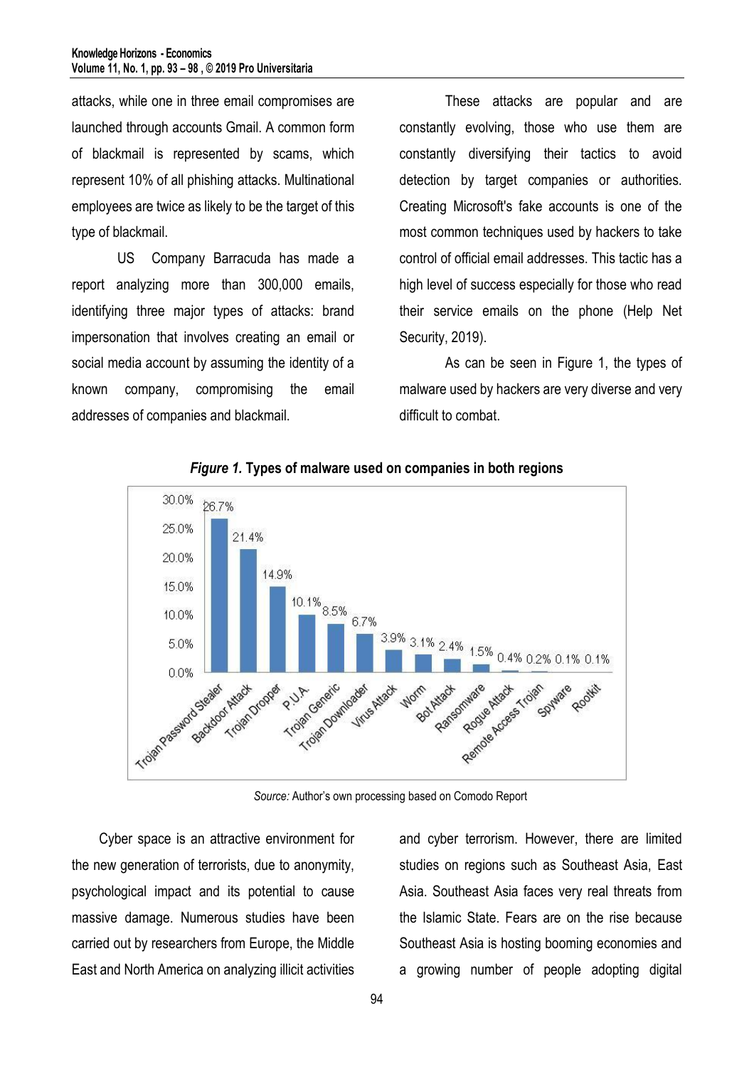attacks, while one in three email compromises are launched through accounts Gmail. A common form of blackmail is represented by scams, which represent 10% of all phishing attacks. Multinational employees are twice as likely to be the target of this type of blackmail.

US Company Barracuda has made a report analyzing more than 300,000 emails, identifying three major types of attacks: brand impersonation that involves creating an email or social media account by assuming the identity of a known company, compromising the email addresses of companies and blackmail.

These attacks are popular and are constantly evolving, those who use them are constantly diversifying their tactics to avoid detection by target companies or authorities. Creating Microsoft's fake accounts is one of the most common techniques used by hackers to take control of official email addresses. This tactic has a high level of success especially for those who read their service emails on the phone (Help Net Security, 2019).

As can be seen in Figure 1, the types of malware used by hackers are very diverse and very difficult to combat.

***Figure 1.* Types of malware used on companies in both regions**

| Type of malware | Share |
|---|---|
| Trojan Password Stealer | 26.7% |
| Backdoor Attack | 21.4% |
| Trojan Dropper | 14.9% |
| P.U.A. | 10.1% |
| Trojan Generic | 8.5% |
| Trojan Downloader | 6.7% |
| Virus Attack | 3.9% |
| Worm | 3.1% |
| Bot Attack | 2.4% |
| Ransomware | 1.5% |
| Rogue Attack | 0.4% |
| Remote Access Trojan | 0.2% |
| Spyware | 0.1% |
| Rootkit | 0.1% |

*Source:* Author's own processing based on Comodo Report

Cyber space is an attractive environment for the new generation of terrorists, due to anonymity, psychological impact and its potential to cause massive damage. Numerous studies have been carried out by researchers from Europe, the Middle East and North America on analyzing illicit activities and cyber terrorism. However, there are limited studies on regions such as Southeast Asia, East Asia. Southeast Asia faces very real threats from the Islamic State. Fears are on the rise because Southeast Asia is hosting booming economies and a growing number of people adopting digital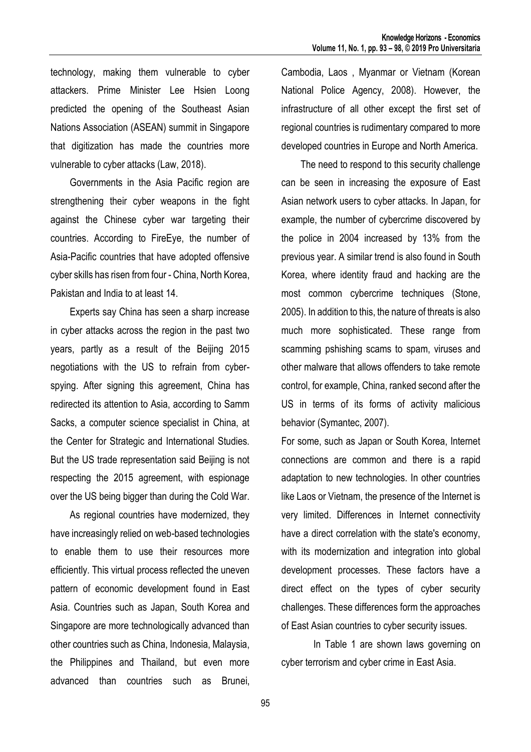technology, making them vulnerable to cyber attackers. Prime Minister Lee Hsien Loong predicted the opening of the Southeast Asian Nations Association (ASEAN) summit in Singapore that digitization has made the countries more vulnerable to cyber attacks (Law, 2018).

Governments in the Asia Pacific region are strengthening their cyber weapons in the fight against the Chinese cyber war targeting their countries. According to FireEye, the number of Asia-Pacific countries that have adopted offensive cyber skills has risen from four - China, North Korea, Pakistan and India to at least 14.

Experts say China has seen a sharp increase in cyber attacks across the region in the past two years, partly as a result of the Beijing 2015 negotiations with the US to refrain from cyber-spying. After signing this agreement, China has redirected its attention to Asia, according to Samm Sacks, a computer science specialist in China, at the Center for Strategic and International Studies. But the US trade representation said Beijing is not respecting the 2015 agreement, with espionage over the US being bigger than during the Cold War.

As regional countries have modernized, they have increasingly relied on web-based technologies to enable them to use their resources more efficiently. This virtual process reflected the uneven pattern of economic development found in East Asia. Countries such as Japan, South Korea and Singapore are more technologically advanced than other countries such as China, Indonesia, Malaysia, the Philippines and Thailand, but even more advanced than countries such as Brunei, Cambodia, Laos , Myanmar or Vietnam (Korean National Police Agency, 2008). However, the infrastructure of all other except the first set of regional countries is rudimentary compared to more developed countries in Europe and North America.

The need to respond to this security challenge can be seen in increasing the exposure of East Asian network users to cyber attacks. In Japan, for example, the number of cybercrime discovered by the police in 2004 increased by 13% from the previous year. A similar trend is also found in South Korea, where identity fraud and hacking are the most common cybercrime techniques (Stone, 2005). In addition to this, the nature of threats is also much more sophisticated. These range from scamming pshishing scams to spam, viruses and other malware that allows offenders to take remote control, for example, China, ranked second after the US in terms of its forms of activity malicious behavior (Symantec, 2007).

For some, such as Japan or South Korea, Internet connections are common and there is a rapid adaptation to new technologies. In other countries like Laos or Vietnam, the presence of the Internet is very limited. Differences in Internet connectivity have a direct correlation with the state's economy, with its modernization and integration into global development processes. These factors have a direct effect on the types of cyber security challenges. These differences form the approaches of East Asian countries to cyber security issues.

In Table 1 are shown laws governing on cyber terrorism and cyber crime in East Asia.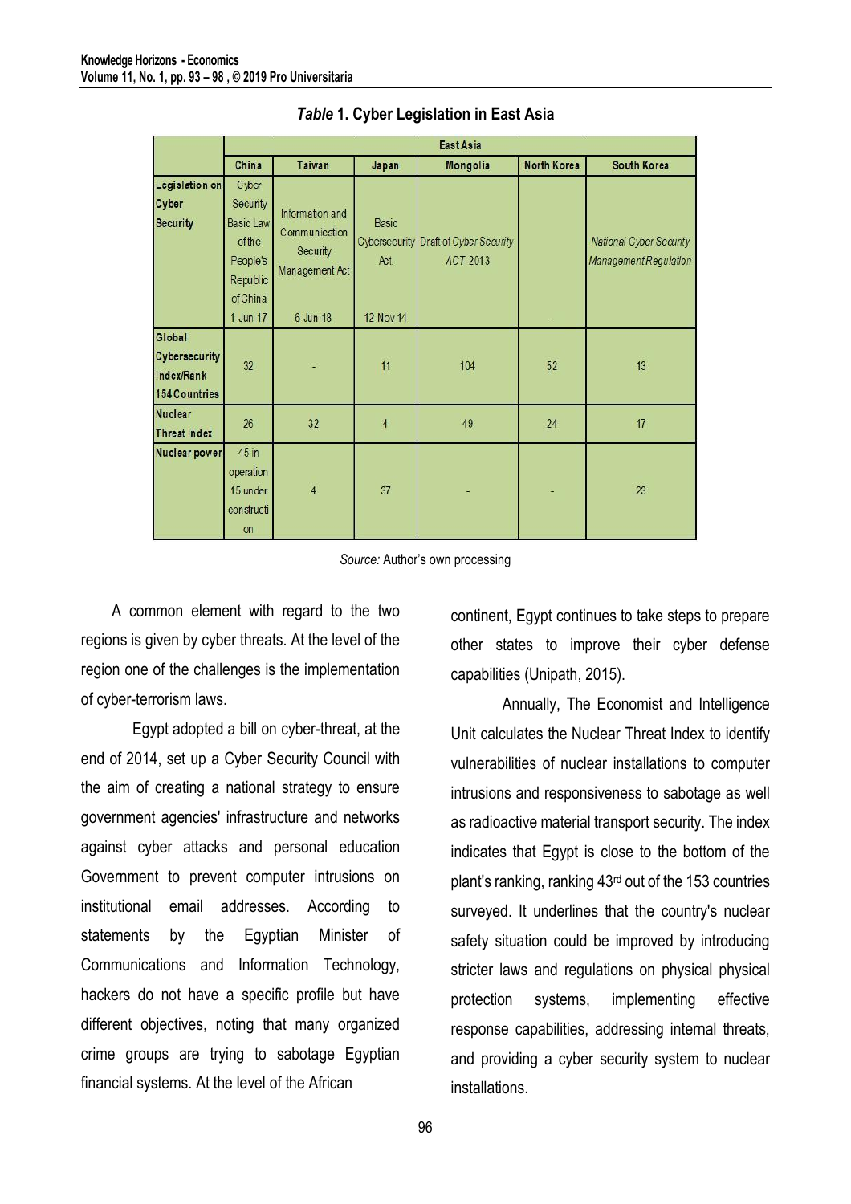***Table* 1. Cyber Legislation in East Asia**

| | East Asia | | | | | |
|---|---|---|---|---|---|---|
| | China | Taiwan | Japan | Mongolia | North Korea | South Korea |
| Legislation on Cyber Security | Cyber Security Basic Law of the People's Republic of China 1-Jun-17 | Information and Communication Security Management Act 6-Jun-18 | Basic Cybersecurity Act, 12-Nov-14 | *Draft of Cyber Security ACT 2013* | - | *National Cyber Security Management Regulation* |
| Global Cybersecurity Index/Rank 154 Countries | 32 | - | 11 | 104 | 52 | 13 |
| Nuclear Threat Index | 26 | 32 | 4 | 49 | 24 | 17 |
| Nuclear power | 45 in operation 15 under construction | 4 | 37 | - | - | 23 |

*Source:* Author's own processing

A common element with regard to the two regions is given by cyber threats. At the level of the region one of the challenges is the implementation of cyber-terrorism laws.

Egypt adopted a bill on cyber-threat, at the end of 2014, set up a Cyber Security Council with the aim of creating a national strategy to ensure government agencies' infrastructure and networks against cyber attacks and personal education Government to prevent computer intrusions on institutional email addresses. According to statements by the Egyptian Minister of Communications and Information Technology, hackers do not have a specific profile but have different objectives, noting that many organized crime groups are trying to sabotage Egyptian financial systems. At the level of the African continent, Egypt continues to take steps to prepare other states to improve their cyber defense capabilities (Unipath, 2015).

Annually, The Economist and Intelligence Unit calculates the Nuclear Threat Index to identify vulnerabilities of nuclear installations to computer intrusions and responsiveness to sabotage as well as radioactive material transport security. The index indicates that Egypt is close to the bottom of the plant's ranking, ranking 43rd out of the 153 countries surveyed. It underlines that the country's nuclear safety situation could be improved by introducing stricter laws and regulations on physical physical protection systems, implementing effective response capabilities, addressing internal threats, and providing a cyber security system to nuclear installations.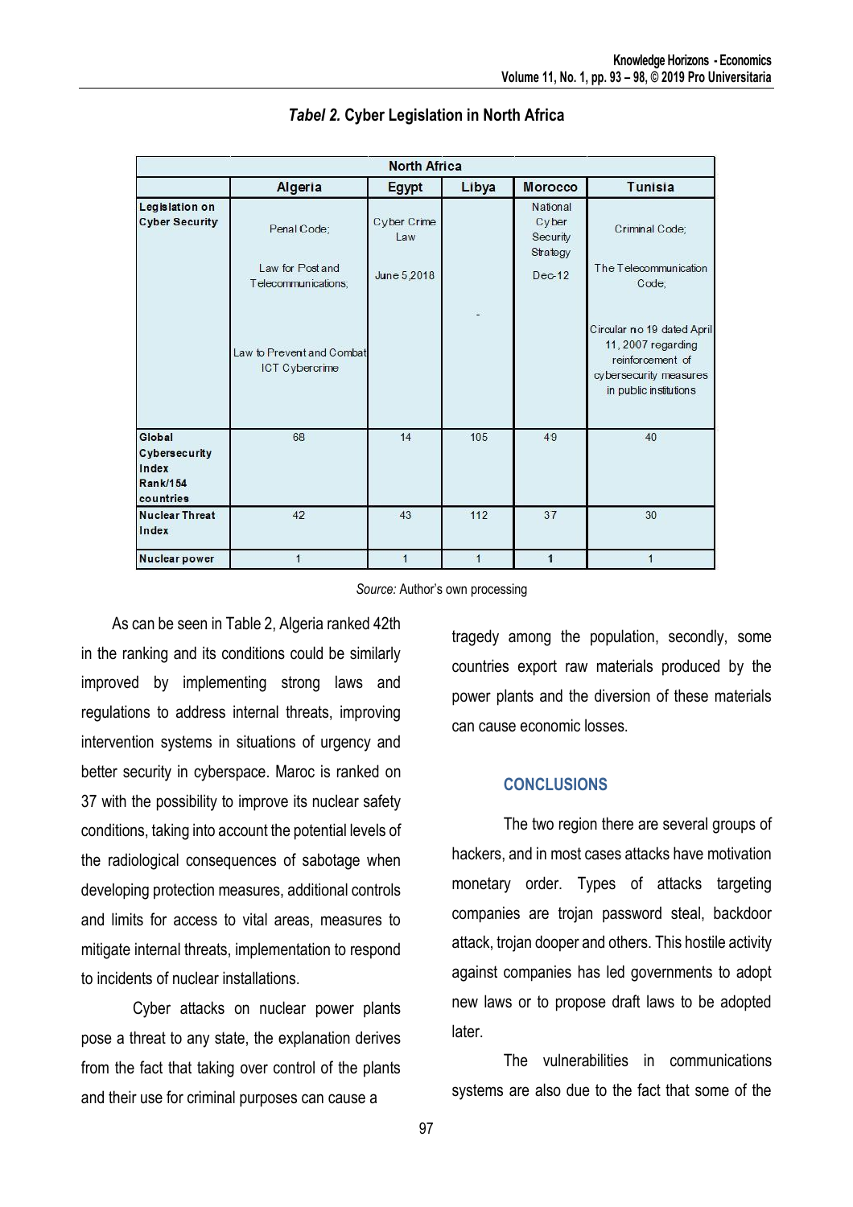***Tabel 2.*** **Cyber Legislation in North Africa**

| | North Africa | | | | |
|---|---|---|---|---|---|
| | **Algeria** | **Egypt** | **Libya** | **Morocco** | **Tunisia** |
| **Legislation on Cyber Security** | Penal Code; Law for Post and Telecommunications; Law to Prevent and Combat ICT Cybercrime | Cyber Crime Law June 5,2018 | - | National Cyber Security Strategy Dec-12 | Criminal Code; The Telecommunication Code; Circular no 19 dated April 11, 2007 regarding reinforcement of cybersecurity measures in public institutions |
| **Global Cybersecurity Index Rank/154 countries** | 68 | 14 | 105 | 49 | 40 |
| **Nuclear Threat Index** | 42 | 43 | 112 | 37 | 30 |
| **Nuclear power** | 1 | 1 | 1 | 1 | 1 |

*Source:* Author's own processing

As can be seen in Table 2, Algeria ranked 42th in the ranking and its conditions could be similarly improved by implementing strong laws and regulations to address internal threats, improving intervention systems in situations of urgency and better security in cyberspace. Maroc is ranked on 37 with the possibility to improve its nuclear safety conditions, taking into account the potential levels of the radiological consequences of sabotage when developing protection measures, additional controls and limits for access to vital areas, measures to mitigate internal threats, implementation to respond to incidents of nuclear installations.

Cyber attacks on nuclear power plants pose a threat to any state, the explanation derives from the fact that taking over control of the plants and their use for criminal purposes can cause a tragedy among the population, secondly, some countries export raw materials produced by the power plants and the diversion of these materials can cause economic losses.

## CONCLUSIONS

The two region there are several groups of hackers, and in most cases attacks have motivation monetary order. Types of attacks targeting companies are trojan password steal, backdoor attack, trojan dooper and others. This hostile activity against companies has led governments to adopt new laws or to propose draft laws to be adopted later.

The vulnerabilities in communications systems are also due to the fact that some of the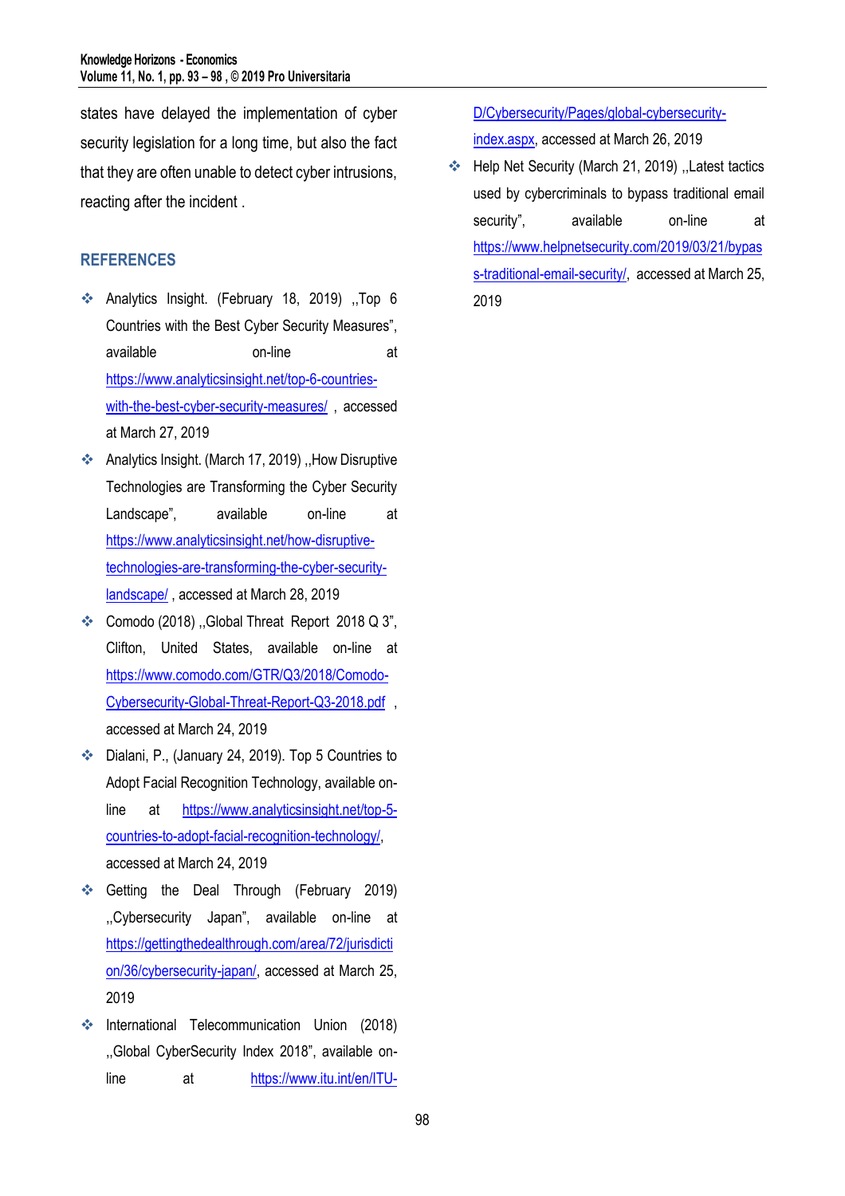states have delayed the implementation of cyber security legislation for a long time, but also the fact that they are often unable to detect cyber intrusions, reacting after the incident .

## REFERENCES

- Analytics Insight. (February 18, 2019) ,,Top 6 Countries with the Best Cyber Security Measures", available on-line at https://www.analyticsinsight.net/top-6-countries-with-the-best-cyber-security-measures/ , accessed at March 27, 2019
- Analytics Insight. (March 17, 2019) ,,How Disruptive Technologies are Transforming the Cyber Security Landscape", available on-line at https://www.analyticsinsight.net/how-disruptive-technologies-are-transforming-the-cyber-security-landscape/ , accessed at March 28, 2019
- Comodo (2018) ,,Global Threat Report 2018 Q 3", Clifton, United States, available on-line at https://www.comodo.com/GTR/Q3/2018/Comodo-Cybersecurity-Global-Threat-Report-Q3-2018.pdf , accessed at March 24, 2019
- Dialani, P., (January 24, 2019). Top 5 Countries to Adopt Facial Recognition Technology, available on-line at https://www.analyticsinsight.net/top-5-countries-to-adopt-facial-recognition-technology/, accessed at March 24, 2019
- Getting the Deal Through (February 2019) ,,Cybersecurity Japan", available on-line at https://gettingthedealthrough.com/area/72/jurisdiction/36/cybersecurity-japan/, accessed at March 25, 2019
- International Telecommunication Union (2018) ,,Global CyberSecurity Index 2018", available on-line at https://www.itu.int/en/ITU-D/Cybersecurity/Pages/global-cybersecurity-index.aspx, accessed at March 26, 2019
- Help Net Security (March 21, 2019) ,,Latest tactics used by cybercriminals to bypass traditional email security", available on-line at https://www.helpnetsecurity.com/2019/03/21/bypass-traditional-email-security/, accessed at March 25, 2019